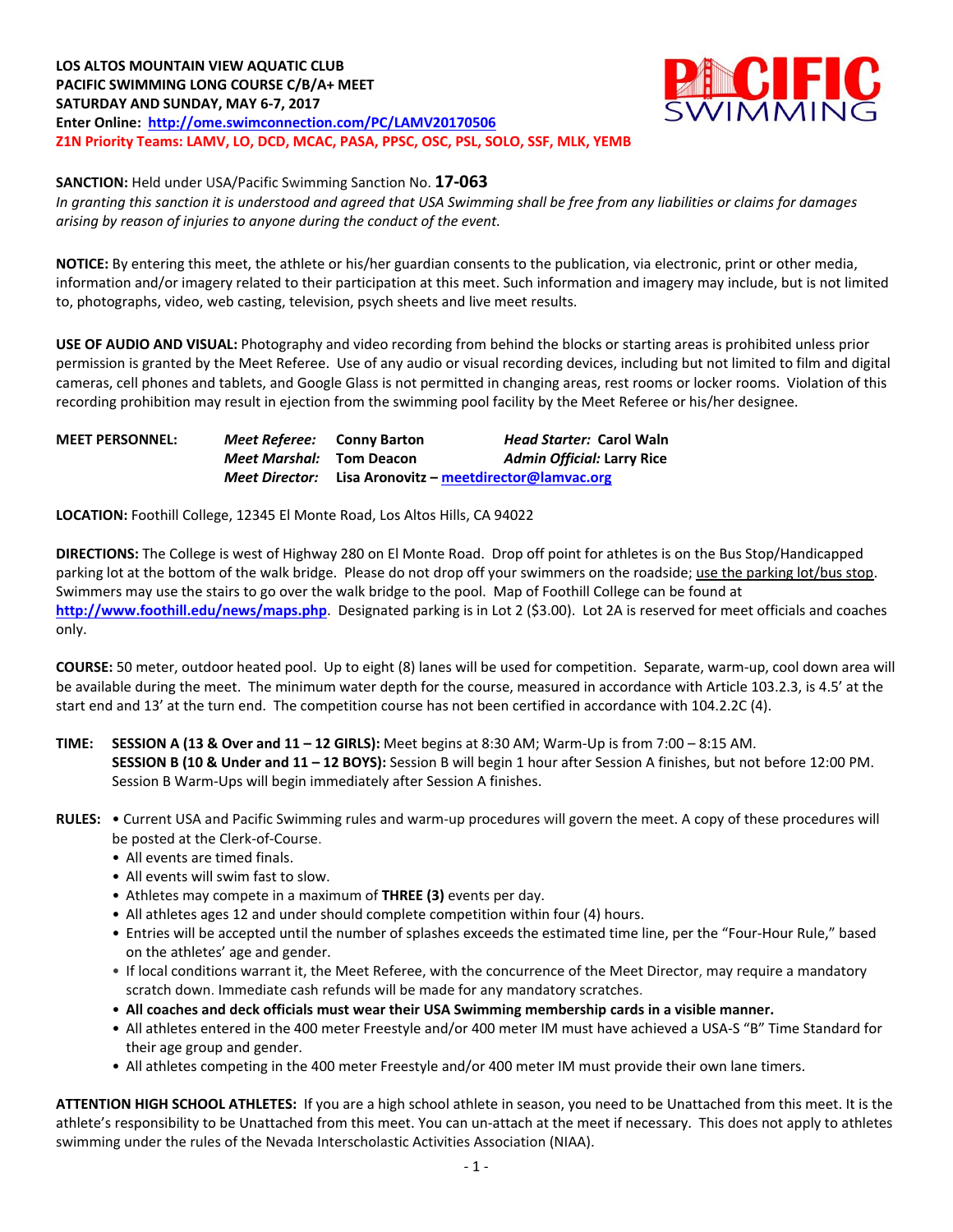**LOS ALTOS MOUNTAIN VIEW AQUATIC CLUB**
**PACIFIC SWIMMING LONG COURSE C/B/A+ MEET**
**SATURDAY AND SUNDAY, MAY 6-7, 2017**
**Enter Online: http://ome.swimconnection.com/PC/LAMV20170506**
**Z1N Priority Teams: LAMV, LO, DCD, MCAC, PASA, PPSC, OSC, PSL, SOLO, SSF, MLK, YEMB**

PACIFIC SWIMMING

**SANCTION:** Held under USA/Pacific Swimming Sanction No. **17-063**
*In granting this sanction it is understood and agreed that USA Swimming shall be free from any liabilities or claims for damages arising by reason of injuries to anyone during the conduct of the event.*

**NOTICE:** By entering this meet, the athlete or his/her guardian consents to the publication, via electronic, print or other media, information and/or imagery related to their participation at this meet. Such information and imagery may include, but is not limited to, photographs, video, web casting, television, psych sheets and live meet results.

**USE OF AUDIO AND VISUAL:** Photography and video recording from behind the blocks or starting areas is prohibited unless prior permission is granted by the Meet Referee. Use of any audio or visual recording devices, including but not limited to film and digital cameras, cell phones and tablets, and Google Glass is not permitted in changing areas, rest rooms or locker rooms. Violation of this recording prohibition may result in ejection from the swimming pool facility by the Meet Referee or his/her designee.

**MEET PERSONNEL:**
- ***Meet Referee:*** **Conny Barton**
- ***Head Starter:*** **Carol Waln**
- ***Meet Marshal:*** **Tom Deacon**
- ***Admin Official:*** **Larry Rice**
- ***Meet Director:*** **Lisa Aronovitz – meetdirector@lamvac.org**

**LOCATION:** Foothill College, 12345 El Monte Road, Los Altos Hills, CA 94022

**DIRECTIONS:** The College is west of Highway 280 on El Monte Road. Drop off point for athletes is on the Bus Stop/Handicapped parking lot at the bottom of the walk bridge. Please do not drop off your swimmers on the roadside; use the parking lot/bus stop. Swimmers may use the stairs to go over the walk bridge to the pool. Map of Foothill College can be found at **http://www.foothill.edu/news/maps.php**. Designated parking is in Lot 2 ($3.00). Lot 2A is reserved for meet officials and coaches only.

**COURSE:** 50 meter, outdoor heated pool. Up to eight (8) lanes will be used for competition. Separate, warm-up, cool down area will be available during the meet. The minimum water depth for the course, measured in accordance with Article 103.2.3, is 4.5' at the start end and 13' at the turn end. The competition course has not been certified in accordance with 104.2.2C (4).

**TIME:** **SESSION A (13 & Over and 11 – 12 GIRLS):** Meet begins at 8:30 AM; Warm-Up is from 7:00 – 8:15 AM.
**SESSION B (10 & Under and 11 – 12 BOYS):** Session B will begin 1 hour after Session A finishes, but not before 12:00 PM. Session B Warm-Ups will begin immediately after Session A finishes.

**RULES:**
- Current USA and Pacific Swimming rules and warm-up procedures will govern the meet. A copy of these procedures will be posted at the Clerk-of-Course.
- All events are timed finals.
- All events will swim fast to slow.
- Athletes may compete in a maximum of **THREE (3)** events per day.
- All athletes ages 12 and under should complete competition within four (4) hours.
- Entries will be accepted until the number of splashes exceeds the estimated time line, per the "Four-Hour Rule," based on the athletes' age and gender.
- If local conditions warrant it, the Meet Referee, with the concurrence of the Meet Director, may require a mandatory scratch down. Immediate cash refunds will be made for any mandatory scratches.
- **All coaches and deck officials must wear their USA Swimming membership cards in a visible manner.**
- All athletes entered in the 400 meter Freestyle and/or 400 meter IM must have achieved a USA-S "B" Time Standard for their age group and gender.
- All athletes competing in the 400 meter Freestyle and/or 400 meter IM must provide their own lane timers.

**ATTENTION HIGH SCHOOL ATHLETES:** If you are a high school athlete in season, you need to be Unattached from this meet. It is the athlete's responsibility to be Unattached from this meet. You can un-attach at the meet if necessary. This does not apply to athletes swimming under the rules of the Nevada Interscholastic Activities Association (NIAA).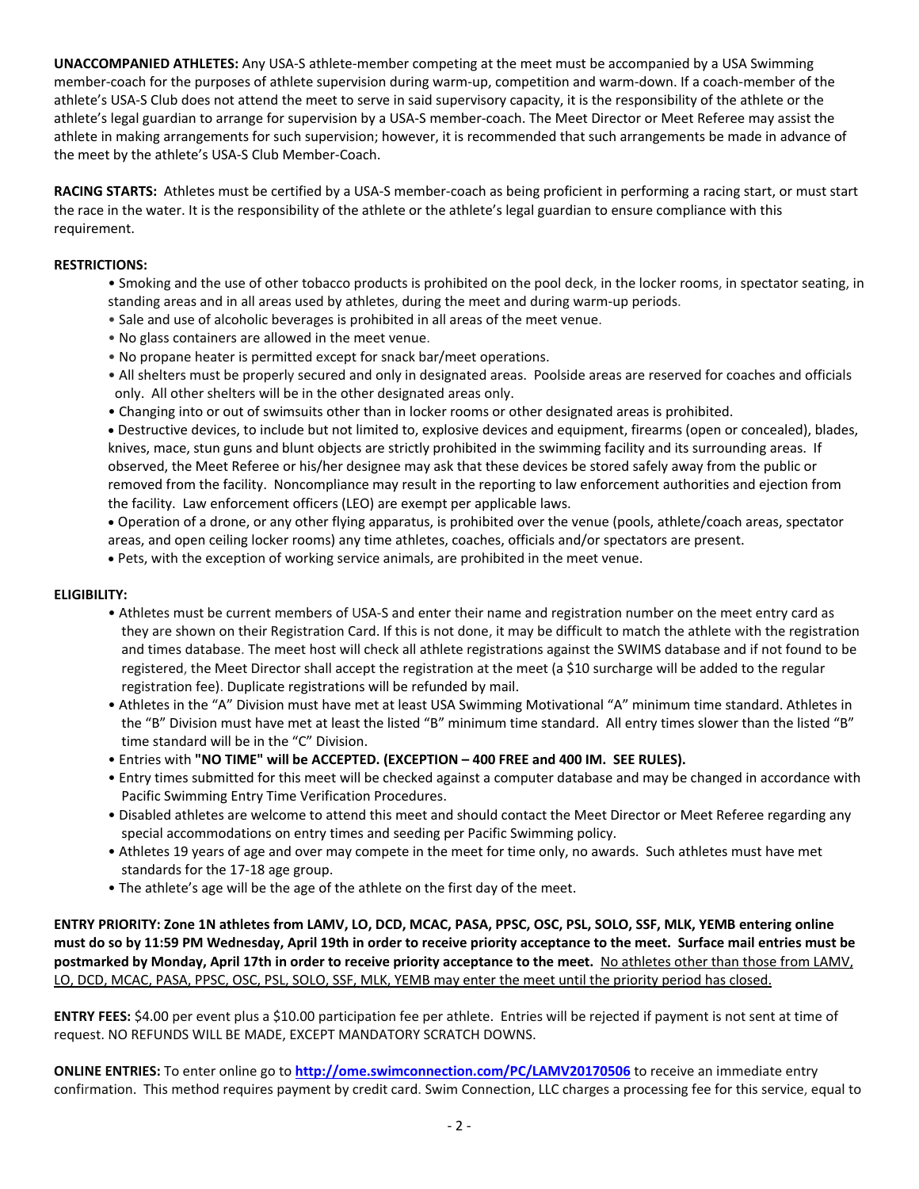**UNACCOMPANIED ATHLETES:** Any USA-S athlete-member competing at the meet must be accompanied by a USA Swimming member-coach for the purposes of athlete supervision during warm-up, competition and warm-down. If a coach-member of the athlete's USA-S Club does not attend the meet to serve in said supervisory capacity, it is the responsibility of the athlete or the athlete's legal guardian to arrange for supervision by a USA-S member-coach. The Meet Director or Meet Referee may assist the athlete in making arrangements for such supervision; however, it is recommended that such arrangements be made in advance of the meet by the athlete's USA-S Club Member-Coach.

**RACING STARTS:** Athletes must be certified by a USA-S member-coach as being proficient in performing a racing start, or must start the race in the water. It is the responsibility of the athlete or the athlete's legal guardian to ensure compliance with this requirement.

**RESTRICTIONS:**

- Smoking and the use of other tobacco products is prohibited on the pool deck, in the locker rooms, in spectator seating, in standing areas and in all areas used by athletes, during the meet and during warm-up periods.
- Sale and use of alcoholic beverages is prohibited in all areas of the meet venue.
- No glass containers are allowed in the meet venue.
- No propane heater is permitted except for snack bar/meet operations.
- All shelters must be properly secured and only in designated areas. Poolside areas are reserved for coaches and officials only. All other shelters will be in the other designated areas only.
- Changing into or out of swimsuits other than in locker rooms or other designated areas is prohibited.
- Destructive devices, to include but not limited to, explosive devices and equipment, firearms (open or concealed), blades, knives, mace, stun guns and blunt objects are strictly prohibited in the swimming facility and its surrounding areas. If observed, the Meet Referee or his/her designee may ask that these devices be stored safely away from the public or removed from the facility. Noncompliance may result in the reporting to law enforcement authorities and ejection from the facility. Law enforcement officers (LEO) are exempt per applicable laws.
- Operation of a drone, or any other flying apparatus, is prohibited over the venue (pools, athlete/coach areas, spectator areas, and open ceiling locker rooms) any time athletes, coaches, officials and/or spectators are present.
- Pets, with the exception of working service animals, are prohibited in the meet venue.

**ELIGIBILITY:**

- Athletes must be current members of USA-S and enter their name and registration number on the meet entry card as they are shown on their Registration Card. If this is not done, it may be difficult to match the athlete with the registration and times database. The meet host will check all athlete registrations against the SWIMS database and if not found to be registered, the Meet Director shall accept the registration at the meet (a $10 surcharge will be added to the regular registration fee). Duplicate registrations will be refunded by mail.
- Athletes in the "A" Division must have met at least USA Swimming Motivational "A" minimum time standard. Athletes in the "B" Division must have met at least the listed "B" minimum time standard. All entry times slower than the listed "B" time standard will be in the "C" Division.
- Entries with **"NO TIME" will be ACCEPTED. (EXCEPTION – 400 FREE and 400 IM. SEE RULES).**
- Entry times submitted for this meet will be checked against a computer database and may be changed in accordance with Pacific Swimming Entry Time Verification Procedures.
- Disabled athletes are welcome to attend this meet and should contact the Meet Director or Meet Referee regarding any special accommodations on entry times and seeding per Pacific Swimming policy.
- Athletes 19 years of age and over may compete in the meet for time only, no awards. Such athletes must have met standards for the 17-18 age group.
- The athlete's age will be the age of the athlete on the first day of the meet.

**ENTRY PRIORITY: Zone 1N athletes from LAMV, LO, DCD, MCAC, PASA, PPSC, OSC, PSL, SOLO, SSF, MLK, YEMB entering online must do so by 11:59 PM Wednesday, April 19th in order to receive priority acceptance to the meet. Surface mail entries must be postmarked by Monday, April 17th in order to receive priority acceptance to the meet.** No athletes other than those from LAMV, LO, DCD, MCAC, PASA, PPSC, OSC, PSL, SOLO, SSF, MLK, YEMB may enter the meet until the priority period has closed.

**ENTRY FEES:** $4.00 per event plus a $10.00 participation fee per athlete. Entries will be rejected if payment is not sent at time of request. NO REFUNDS WILL BE MADE, EXCEPT MANDATORY SCRATCH DOWNS.

**ONLINE ENTRIES:** To enter online go to **http://ome.swimconnection.com/PC/LAMV20170506** to receive an immediate entry confirmation. This method requires payment by credit card. Swim Connection, LLC charges a processing fee for this service, equal to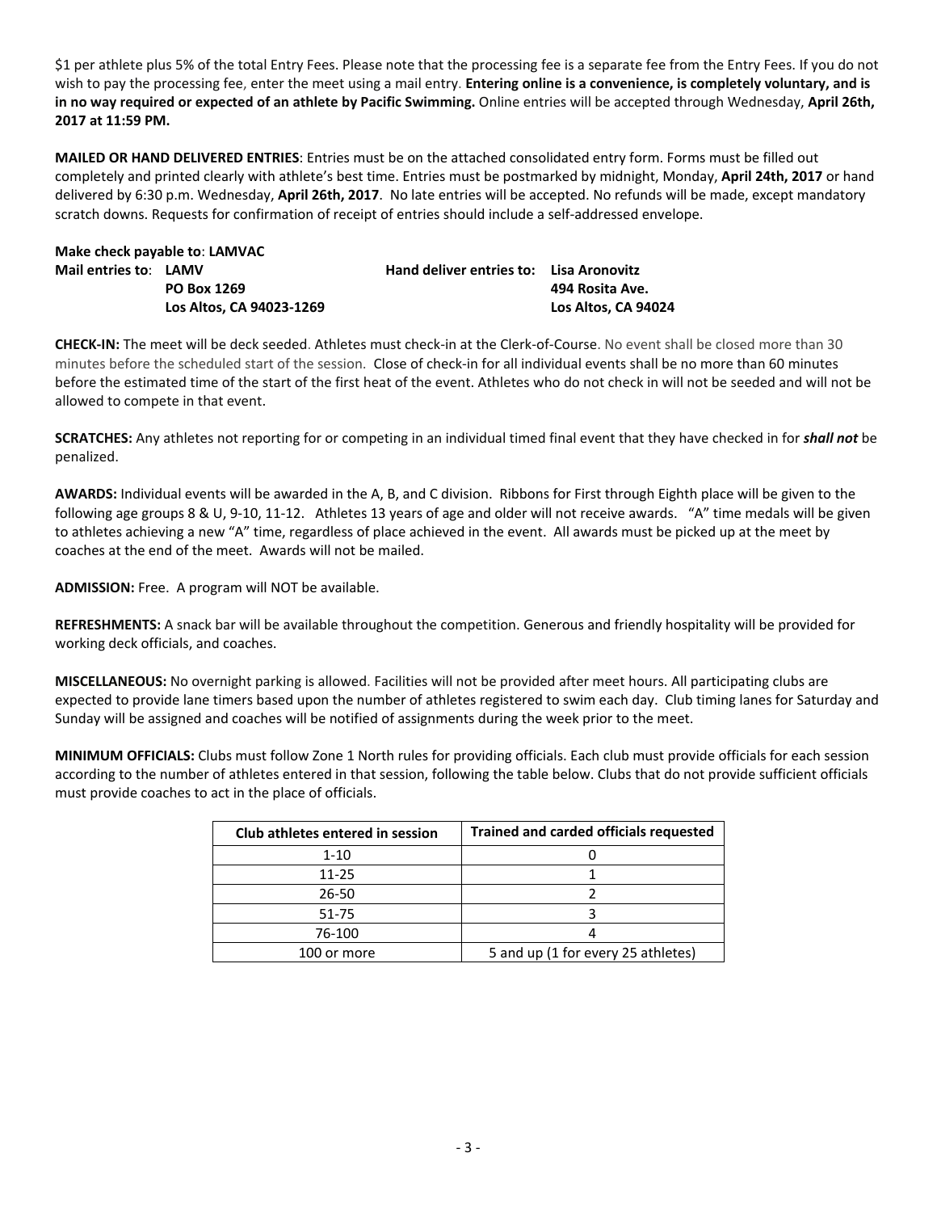$1 per athlete plus 5% of the total Entry Fees. Please note that the processing fee is a separate fee from the Entry Fees. If you do not wish to pay the processing fee, enter the meet using a mail entry. **Entering online is a convenience, is completely voluntary, and is in no way required or expected of an athlete by Pacific Swimming.** Online entries will be accepted through Wednesday, **April 26th, 2017 at 11:59 PM.**

**MAILED OR HAND DELIVERED ENTRIES**: Entries must be on the attached consolidated entry form. Forms must be filled out completely and printed clearly with athlete's best time. Entries must be postmarked by midnight, Monday, **April 24th, 2017** or hand delivered by 6:30 p.m. Wednesday, **April 26th, 2017**. No late entries will be accepted. No refunds will be made, except mandatory scratch downs. Requests for confirmation of receipt of entries should include a self-addressed envelope.

**Make check payable to**: **LAMVAC**

**Mail entries to**: **LAMV**
**PO Box 1269**
**Los Altos, CA 94023-1269**

**Hand deliver entries to: Lisa Aronovitz**
**494 Rosita Ave.**
**Los Altos, CA 94024**

**CHECK-IN:** The meet will be deck seeded. Athletes must check-in at the Clerk-of-Course. No event shall be closed more than 30 minutes before the scheduled start of the session. Close of check-in for all individual events shall be no more than 60 minutes before the estimated time of the start of the first heat of the event. Athletes who do not check in will not be seeded and will not be allowed to compete in that event.

**SCRATCHES:** Any athletes not reporting for or competing in an individual timed final event that they have checked in for ***shall not*** be penalized.

**AWARDS:** Individual events will be awarded in the A, B, and C division. Ribbons for First through Eighth place will be given to the following age groups 8 & U, 9-10, 11-12. Athletes 13 years of age and older will not receive awards. "A" time medals will be given to athletes achieving a new "A" time, regardless of place achieved in the event. All awards must be picked up at the meet by coaches at the end of the meet. Awards will not be mailed.

**ADMISSION:** Free. A program will NOT be available.

**REFRESHMENTS:** A snack bar will be available throughout the competition. Generous and friendly hospitality will be provided for working deck officials, and coaches.

**MISCELLANEOUS:** No overnight parking is allowed. Facilities will not be provided after meet hours. All participating clubs are expected to provide lane timers based upon the number of athletes registered to swim each day. Club timing lanes for Saturday and Sunday will be assigned and coaches will be notified of assignments during the week prior to the meet.

**MINIMUM OFFICIALS:** Clubs must follow Zone 1 North rules for providing officials. Each club must provide officials for each session according to the number of athletes entered in that session, following the table below. Clubs that do not provide sufficient officials must provide coaches to act in the place of officials.

| Club athletes entered in session | Trained and carded officials requested |
|---|---|
| 1-10 | 0 |
| 11-25 | 1 |
| 26-50 | 2 |
| 51-75 | 3 |
| 76-100 | 4 |
| 100 or more | 5 and up (1 for every 25 athletes) |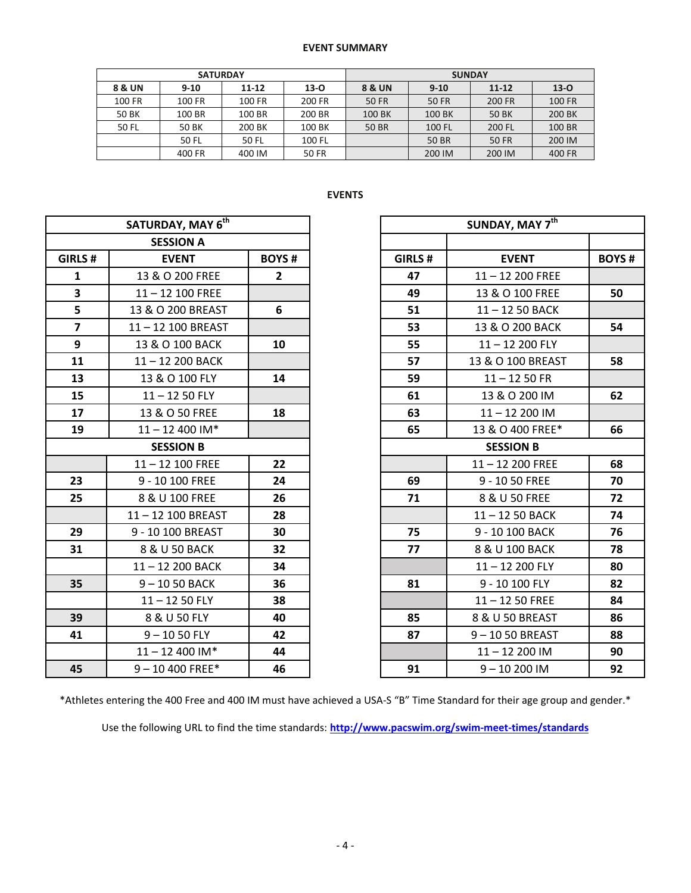**EVENT SUMMARY**

| SATURDAY | | | | SUNDAY | | | |
|---|---|---|---|---|---|---|---|
| 8 & UN | 9-10 | 11-12 | 13-O | 8 & UN | 9-10 | 11-12 | 13-O |
| 100 FR | 100 FR | 100 FR | 200 FR | 50 FR | 50 FR | 200 FR | 100 FR |
| 50 BK | 100 BR | 100 BR | 200 BR | 100 BK | 100 BK | 50 BK | 200 BK |
| 50 FL | 50 BK | 200 BK | 100 BK | 50 BR | 100 FL | 200 FL | 100 BR |
| | 50 FL | 50 FL | 100 FL | | 50 BR | 50 FR | 200 IM |
| | 400 FR | 400 IM | 50 FR | | 200 IM | 200 IM | 400 FR |

**EVENTS**

| SATURDAY, MAY 6th | | |
|---|---|---|
| **SESSION A** | | |
| **GIRLS #** | **EVENT** | **BOYS #** |
| **1** | 13 & O 200 FREE | **2** |
| **3** | 11 – 12 100 FREE | |
| **5** | 13 & O 200 BREAST | **6** |
| **7** | 11 – 12 100 BREAST | |
| **9** | 13 & O 100 BACK | **10** |
| **11** | 11 – 12 200 BACK | |
| **13** | 13 & O 100 FLY | **14** |
| **15** | 11 – 12 50 FLY | |
| **17** | 13 & O 50 FREE | **18** |
| **19** | 11 – 12 400 IM* | |
| **SESSION B** | | |
| | 11 – 12 100 FREE | **22** |
| **23** | 9 - 10 100 FREE | **24** |
| **25** | 8 & U 100 FREE | **26** |
| | 11 – 12 100 BREAST | **28** |
| **29** | 9 - 10 100 BREAST | **30** |
| **31** | 8 & U 50 BACK | **32** |
| | 11 – 12 200 BACK | **34** |
| **35** | 9 – 10 50 BACK | **36** |
| | 11 – 12 50 FLY | **38** |
| **39** | 8 & U 50 FLY | **40** |
| **41** | 9 – 10 50 FLY | **42** |
| | 11 – 12 400 IM* | **44** |
| **45** | 9 – 10 400 FREE* | **46** |

| SUNDAY, MAY 7th | | |
|---|---|---|
| | | |
| **GIRLS #** | **EVENT** | **BOYS #** |
| **47** | 11 – 12 200 FREE | |
| **49** | 13 & O 100 FREE | **50** |
| **51** | 11 – 12 50 BACK | |
| **53** | 13 & O 200 BACK | **54** |
| **55** | 11 – 12 200 FLY | |
| **57** | 13 & O 100 BREAST | **58** |
| **59** | 11 – 12 50 FR | |
| **61** | 13 & O 200 IM | **62** |
| **63** | 11 – 12 200 IM | |
| **65** | 13 & O 400 FREE* | **66** |
| **SESSION B** | | |
| | 11 – 12 200 FREE | **68** |
| **69** | 9 - 10 50 FREE | **70** |
| **71** | 8 & U 50 FREE | **72** |
| | 11 – 12 50 BACK | **74** |
| **75** | 9 - 10 100 BACK | **76** |
| **77** | 8 & U 100 BACK | **78** |
| | 11 – 12 200 FLY | **80** |
| **81** | 9 - 10 100 FLY | **82** |
| | 11 – 12 50 FREE | **84** |
| **85** | 8 & U 50 BREAST | **86** |
| **87** | 9 – 10 50 BREAST | **88** |
| | 11 – 12 200 IM | **90** |
| **91** | 9 – 10 200 IM | **92** |

*Athletes entering the 400 Free and 400 IM must have achieved a USA-S "B" Time Standard for their age group and gender.*

Use the following URL to find the time standards: **http://www.pacswim.org/swim-meet-times/standards**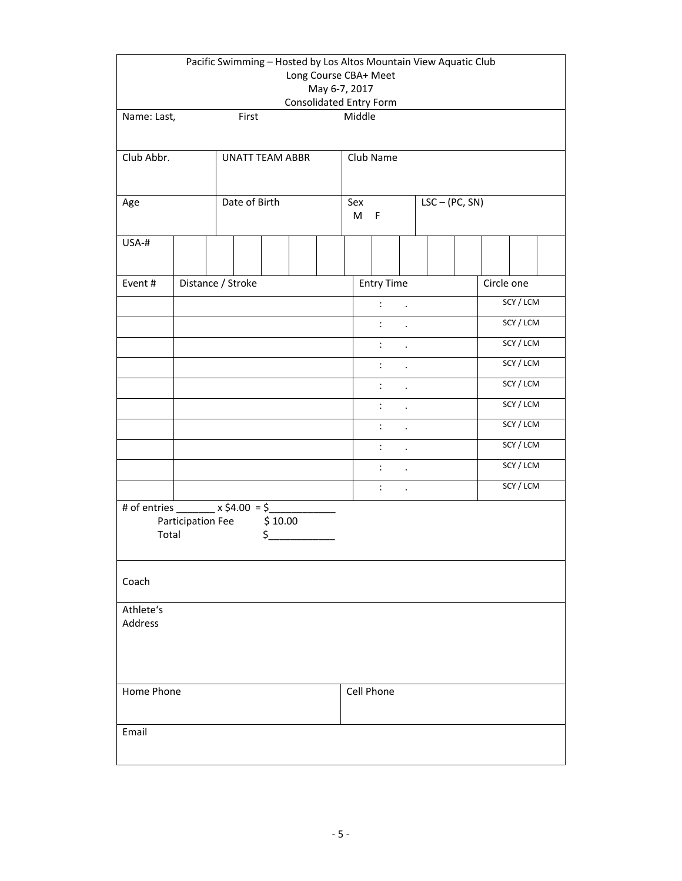Pacific Swimming – Hosted by Los Altos Mountain View Aquatic Club
Long Course CBA+ Meet
May 6-7, 2017
Consolidated Entry Form

| Name: Last, | First | Middle |
|---|---|---|
| | | |

| Club Abbr. | UNATT TEAM ABBR | Club Name |
|---|---|---|
| | | |

| Age | Date of Birth | Sex M F | LSC – (PC, SN) |
|---|---|---|---|
| | | | |

| USA-# | | | | | | | | | | | | | | |
|---|---|---|---|---|---|---|---|---|---|---|---|---|---|---|
| | | | | | | | | | | | | | | |

| Event # | Distance / Stroke | Entry Time | Circle one |
|---|---|---|---|
| | | : . | SCY / LCM |
| | | : . | SCY / LCM |
| | | : . | SCY / LCM |
| | | : . | SCY / LCM |
| | | : . | SCY / LCM |
| | | : . | SCY / LCM |
| | | : . | SCY / LCM |
| | | : . | SCY / LCM |
| | | : . | SCY / LCM |
| | | : . | SCY / LCM |

# of entries _______ x $4.00 = $____________
Participation Fee $ 10.00
Total $____________

Coach

Athlete's Address

| Home Phone | Cell Phone |
|---|---|
| | |

Email